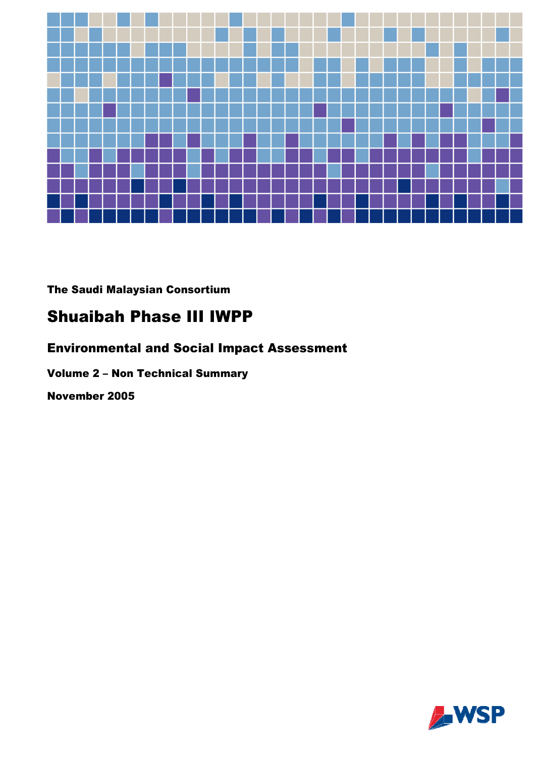The Saudi Malaysian Consortium

# Shuaibah Phase III IWPP

## Environmental and Social Impact Assessment

### Volume 2 – Non Technical Summary

November 2005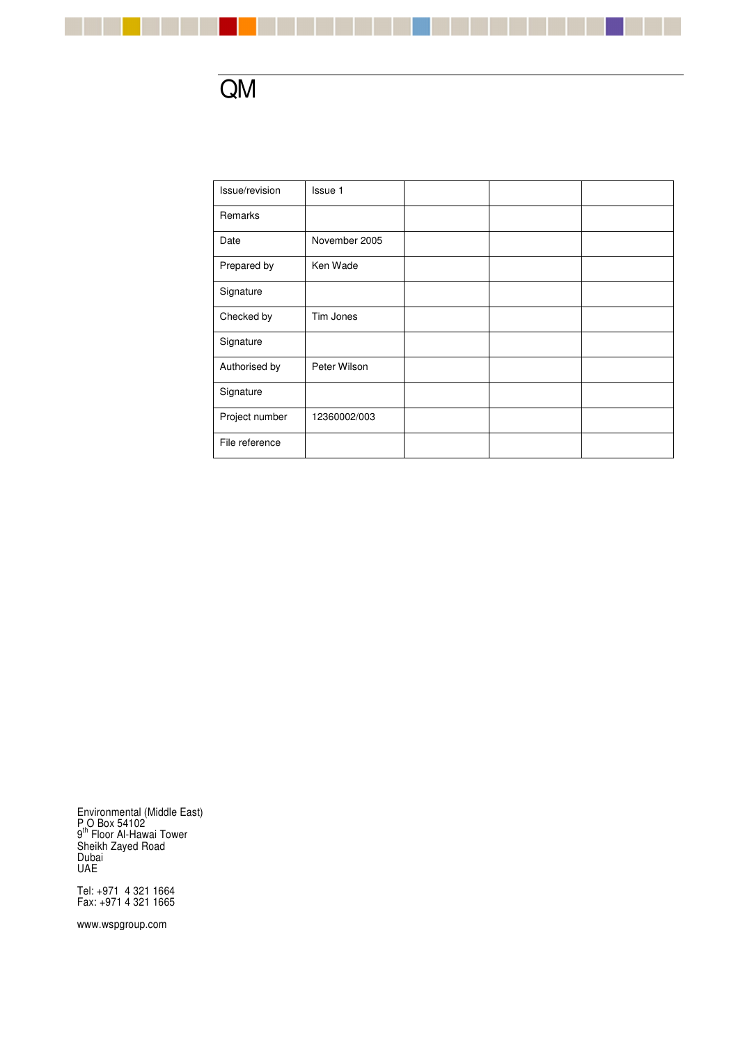# QM

| Issue/revision | Issue 1 | | | |
|---|---|---|---|---|
| Remarks | | | | |
| Date | November 2005 | | | |
| Prepared by | Ken Wade | | | |
| Signature | | | | |
| Checked by | Tim Jones | | | |
| Signature | | | | |
| Authorised by | Peter Wilson | | | |
| Signature | | | | |
| Project number | 12360002/003 | | | |
| File reference | | | | |

Environmental (Middle East)
P O Box 54102
9th Floor Al-Hawai Tower
Sheikh Zayed Road
Dubai
UAE

Tel: +971 4 321 1664
Fax: +971 4 321 1665

www.wspgroup.com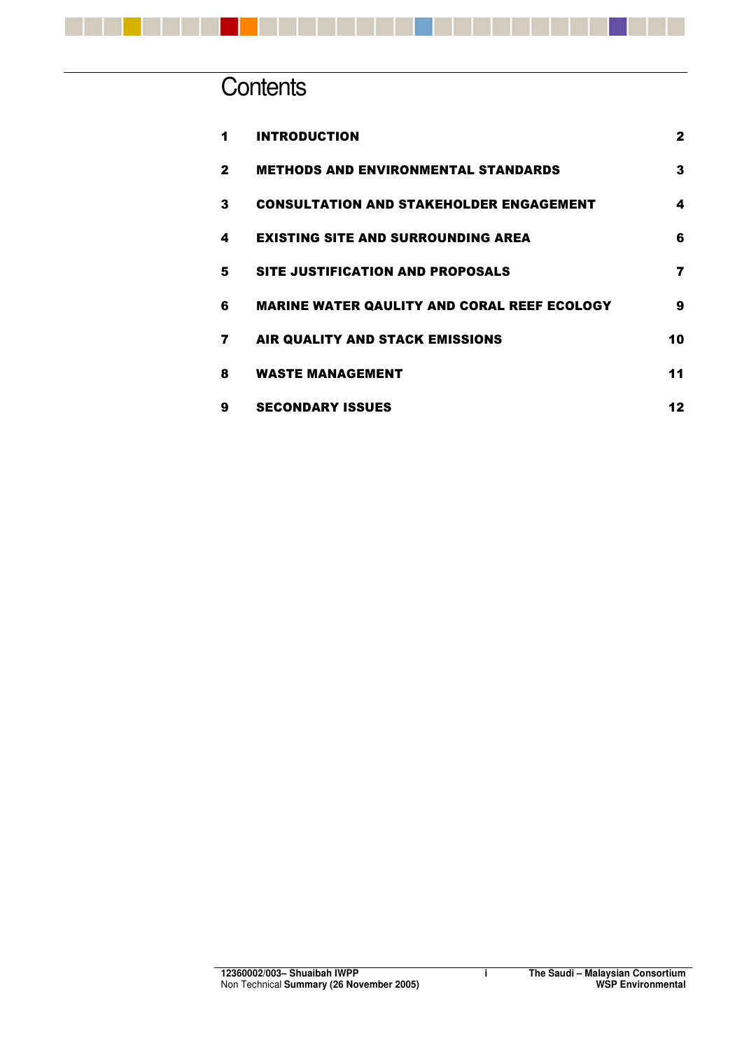# Contents

| | | |
|---|---|---|
| 1 | INTRODUCTION | 2 |
| 2 | METHODS AND ENVIRONMENTAL STANDARDS | 3 |
| 3 | CONSULTATION AND STAKEHOLDER ENGAGEMENT | 4 |
| 4 | EXISTING SITE AND SURROUNDING AREA | 6 |
| 5 | SITE JUSTIFICATION AND PROPOSALS | 7 |
| 6 | MARINE WATER QAULITY AND CORAL REEF ECOLOGY | 9 |
| 7 | AIR QUALITY AND STACK EMISSIONS | 10 |
| 8 | WASTE MANAGEMENT | 11 |
| 9 | SECONDARY ISSUES | 12 |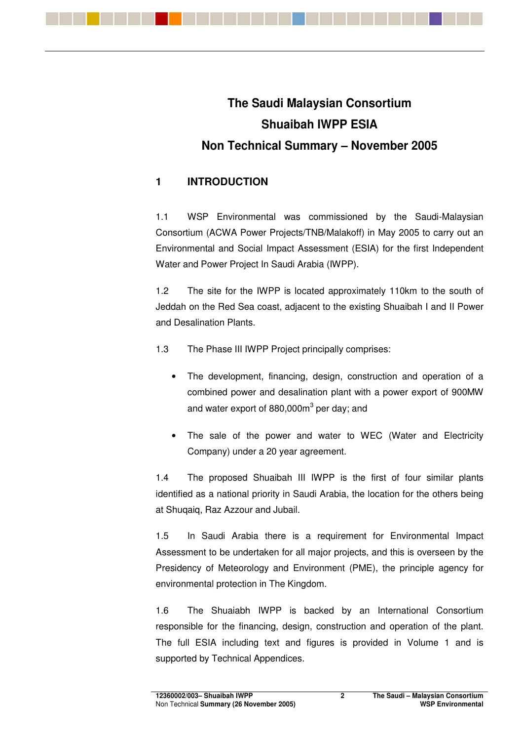# The Saudi Malaysian Consortium
# Shuaibah IWPP ESIA
# Non Technical Summary – November 2005

## 1 INTRODUCTION

1.1 WSP Environmental was commissioned by the Saudi-Malaysian Consortium (ACWA Power Projects/TNB/Malakoff) in May 2005 to carry out an Environmental and Social Impact Assessment (ESIA) for the first Independent Water and Power Project In Saudi Arabia (IWPP).

1.2 The site for the IWPP is located approximately 110km to the south of Jeddah on the Red Sea coast, adjacent to the existing Shuaibah I and II Power and Desalination Plants.

1.3 The Phase III IWPP Project principally comprises:

- The development, financing, design, construction and operation of a combined power and desalination plant with a power export of 900MW and water export of 880,000m$^3$ per day; and
- The sale of the power and water to WEC (Water and Electricity Company) under a 20 year agreement.

1.4 The proposed Shuaibah III IWPP is the first of four similar plants identified as a national priority in Saudi Arabia, the location for the others being at Shuqaiq, Raz Azzour and Jubail.

1.5 In Saudi Arabia there is a requirement for Environmental Impact Assessment to be undertaken for all major projects, and this is overseen by the Presidency of Meteorology and Environment (PME), the principle agency for environmental protection in The Kingdom.

1.6 The Shuaiabh IWPP is backed by an International Consortium responsible for the financing, design, construction and operation of the plant. The full ESIA including text and figures is provided in Volume 1 and is supported by Technical Appendices.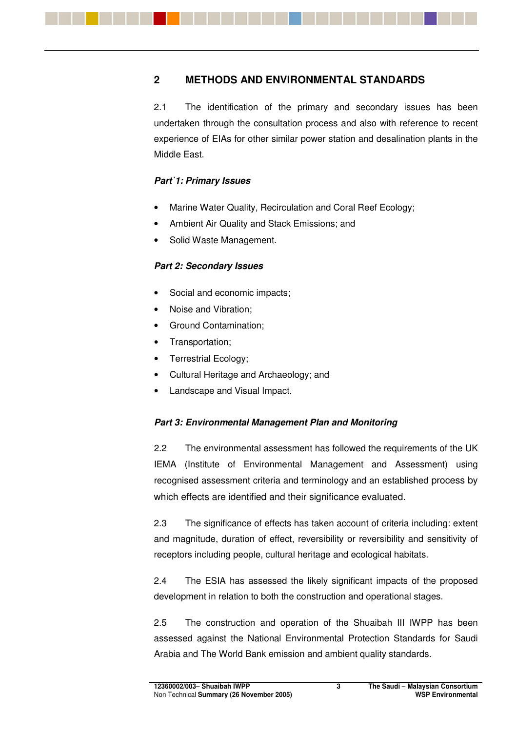## 2 METHODS AND ENVIRONMENTAL STANDARDS

2.1 The identification of the primary and secondary issues has been undertaken through the consultation process and also with reference to recent experience of EIAs for other similar power station and desalination plants in the Middle East.

***Part`1: Primary Issues***

- Marine Water Quality, Recirculation and Coral Reef Ecology;
- Ambient Air Quality and Stack Emissions; and
- Solid Waste Management.

***Part 2: Secondary Issues***

- Social and economic impacts;
- Noise and Vibration;
- Ground Contamination;
- Transportation;
- Terrestrial Ecology;
- Cultural Heritage and Archaeology; and
- Landscape and Visual Impact.

***Part 3: Environmental Management Plan and Monitoring***

2.2 The environmental assessment has followed the requirements of the UK IEMA (Institute of Environmental Management and Assessment) using recognised assessment criteria and terminology and an established process by which effects are identified and their significance evaluated.

2.3 The significance of effects has taken account of criteria including: extent and magnitude, duration of effect, reversibility or reversibility and sensitivity of receptors including people, cultural heritage and ecological habitats.

2.4 The ESIA has assessed the likely significant impacts of the proposed development in relation to both the construction and operational stages.

2.5 The construction and operation of the Shuaibah III IWPP has been assessed against the National Environmental Protection Standards for Saudi Arabia and The World Bank emission and ambient quality standards.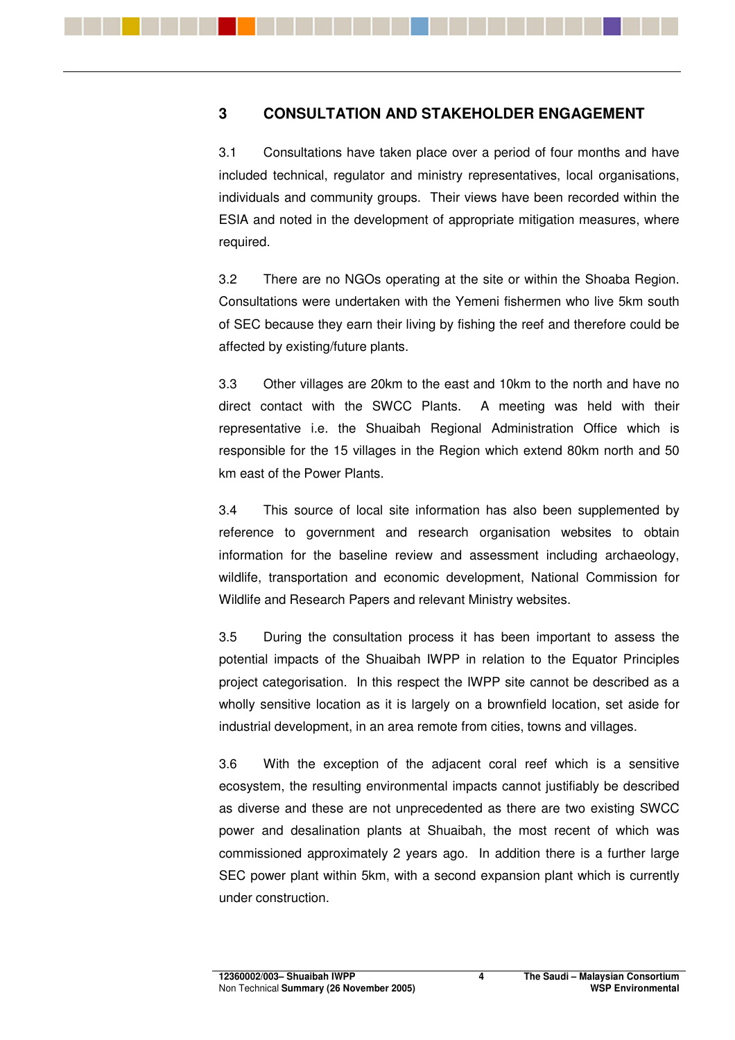# 3 CONSULTATION AND STAKEHOLDER ENGAGEMENT

3.1 Consultations have taken place over a period of four months and have included technical, regulator and ministry representatives, local organisations, individuals and community groups. Their views have been recorded within the ESIA and noted in the development of appropriate mitigation measures, where required.

3.2 There are no NGOs operating at the site or within the Shoaba Region. Consultations were undertaken with the Yemeni fishermen who live 5km south of SEC because they earn their living by fishing the reef and therefore could be affected by existing/future plants.

3.3 Other villages are 20km to the east and 10km to the north and have no direct contact with the SWCC Plants. A meeting was held with their representative i.e. the Shuaibah Regional Administration Office which is responsible for the 15 villages in the Region which extend 80km north and 50 km east of the Power Plants.

3.4 This source of local site information has also been supplemented by reference to government and research organisation websites to obtain information for the baseline review and assessment including archaeology, wildlife, transportation and economic development, National Commission for Wildlife and Research Papers and relevant Ministry websites.

3.5 During the consultation process it has been important to assess the potential impacts of the Shuaibah IWPP in relation to the Equator Principles project categorisation. In this respect the IWPP site cannot be described as a wholly sensitive location as it is largely on a brownfield location, set aside for industrial development, in an area remote from cities, towns and villages.

3.6 With the exception of the adjacent coral reef which is a sensitive ecosystem, the resulting environmental impacts cannot justifiably be described as diverse and these are not unprecedented as there are two existing SWCC power and desalination plants at Shuaibah, the most recent of which was commissioned approximately 2 years ago. In addition there is a further large SEC power plant within 5km, with a second expansion plant which is currently under construction.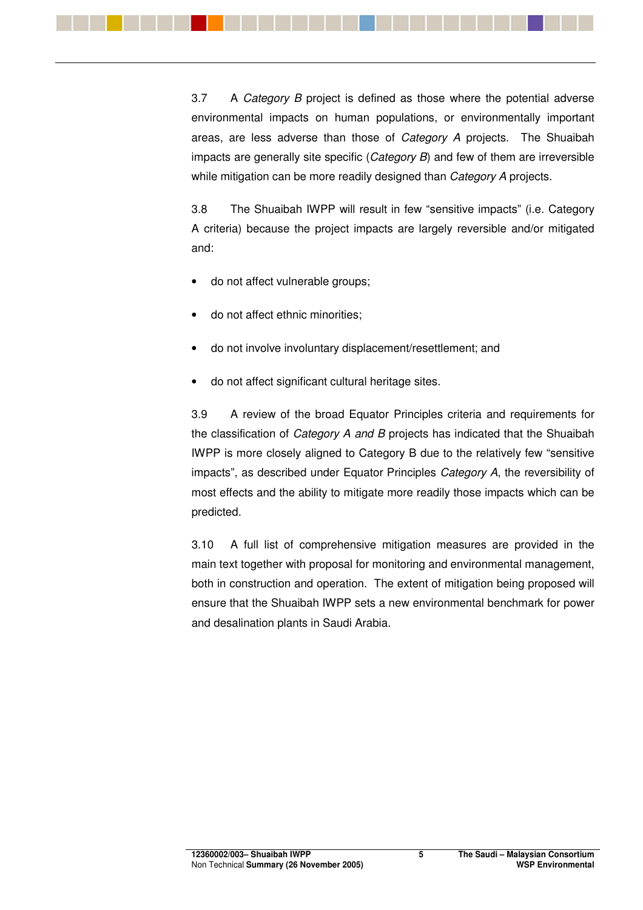3.7 A *Category B* project is defined as those where the potential adverse environmental impacts on human populations, or environmentally important areas, are less adverse than those of *Category A* projects. The Shuaibah impacts are generally site specific (*Category B*) and few of them are irreversible while mitigation can be more readily designed than *Category A* projects.

3.8 The Shuaibah IWPP will result in few "sensitive impacts" (i.e. Category A criteria) because the project impacts are largely reversible and/or mitigated and:

- do not affect vulnerable groups;
- do not affect ethnic minorities;
- do not involve involuntary displacement/resettlement; and
- do not affect significant cultural heritage sites.

3.9 A review of the broad Equator Principles criteria and requirements for the classification of *Category A and B* projects has indicated that the Shuaibah IWPP is more closely aligned to Category B due to the relatively few "sensitive impacts", as described under Equator Principles *Category A*, the reversibility of most effects and the ability to mitigate more readily those impacts which can be predicted.

3.10 A full list of comprehensive mitigation measures are provided in the main text together with proposal for monitoring and environmental management, both in construction and operation. The extent of mitigation being proposed will ensure that the Shuaibah IWPP sets a new environmental benchmark for power and desalination plants in Saudi Arabia.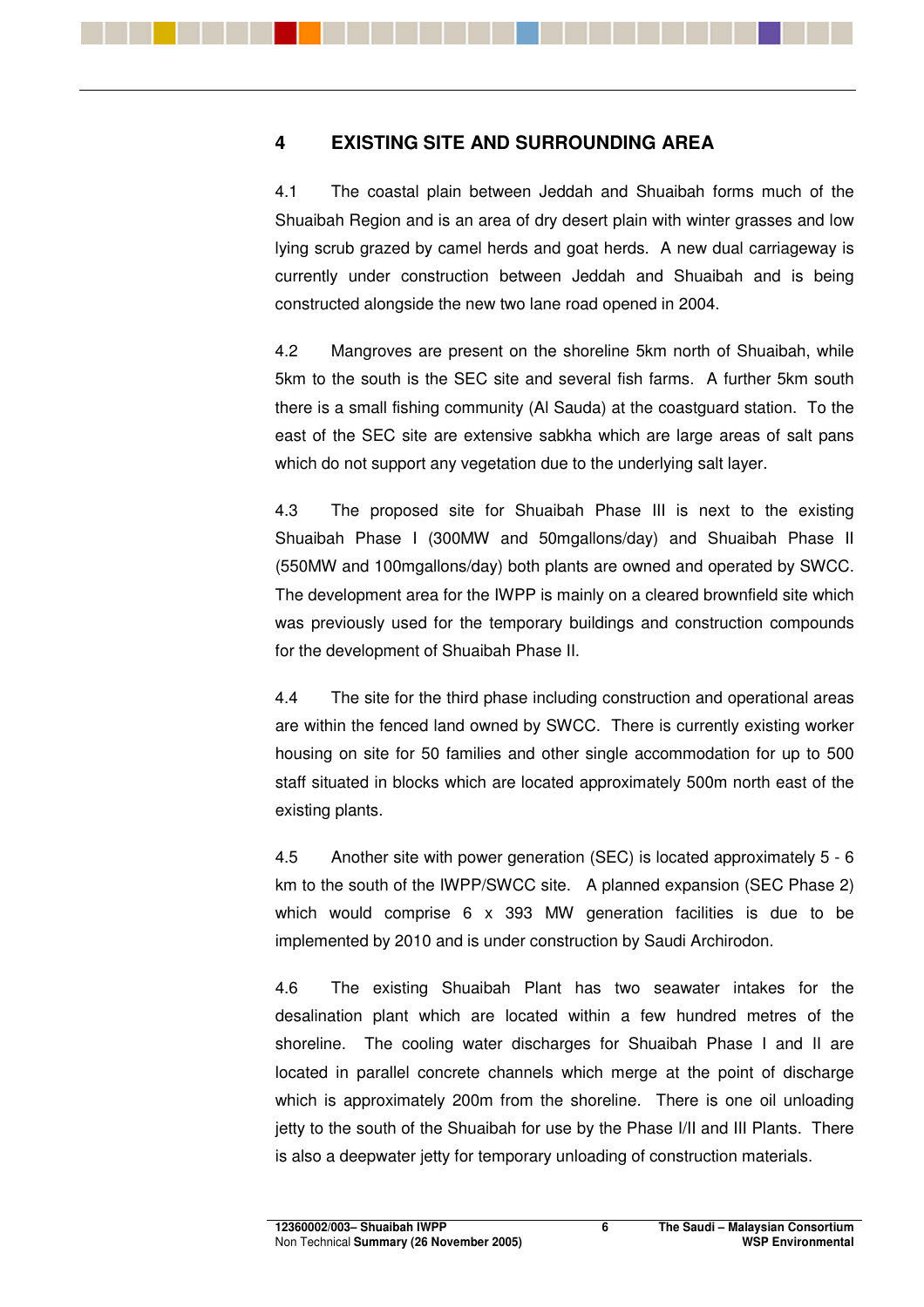# 4 EXISTING SITE AND SURROUNDING AREA

4.1 The coastal plain between Jeddah and Shuaibah forms much of the Shuaibah Region and is an area of dry desert plain with winter grasses and low lying scrub grazed by camel herds and goat herds. A new dual carriageway is currently under construction between Jeddah and Shuaibah and is being constructed alongside the new two lane road opened in 2004.

4.2 Mangroves are present on the shoreline 5km north of Shuaibah, while 5km to the south is the SEC site and several fish farms. A further 5km south there is a small fishing community (Al Sauda) at the coastguard station. To the east of the SEC site are extensive sabkha which are large areas of salt pans which do not support any vegetation due to the underlying salt layer.

4.3 The proposed site for Shuaibah Phase III is next to the existing Shuaibah Phase I (300MW and 50mgallons/day) and Shuaibah Phase II (550MW and 100mgallons/day) both plants are owned and operated by SWCC. The development area for the IWPP is mainly on a cleared brownfield site which was previously used for the temporary buildings and construction compounds for the development of Shuaibah Phase II.

4.4 The site for the third phase including construction and operational areas are within the fenced land owned by SWCC. There is currently existing worker housing on site for 50 families and other single accommodation for up to 500 staff situated in blocks which are located approximately 500m north east of the existing plants.

4.5 Another site with power generation (SEC) is located approximately 5 - 6 km to the south of the IWPP/SWCC site. A planned expansion (SEC Phase 2) which would comprise 6 x 393 MW generation facilities is due to be implemented by 2010 and is under construction by Saudi Archirodon.

4.6 The existing Shuaibah Plant has two seawater intakes for the desalination plant which are located within a few hundred metres of the shoreline. The cooling water discharges for Shuaibah Phase I and II are located in parallel concrete channels which merge at the point of discharge which is approximately 200m from the shoreline. There is one oil unloading jetty to the south of the Shuaibah for use by the Phase I/II and III Plants. There is also a deepwater jetty for temporary unloading of construction materials.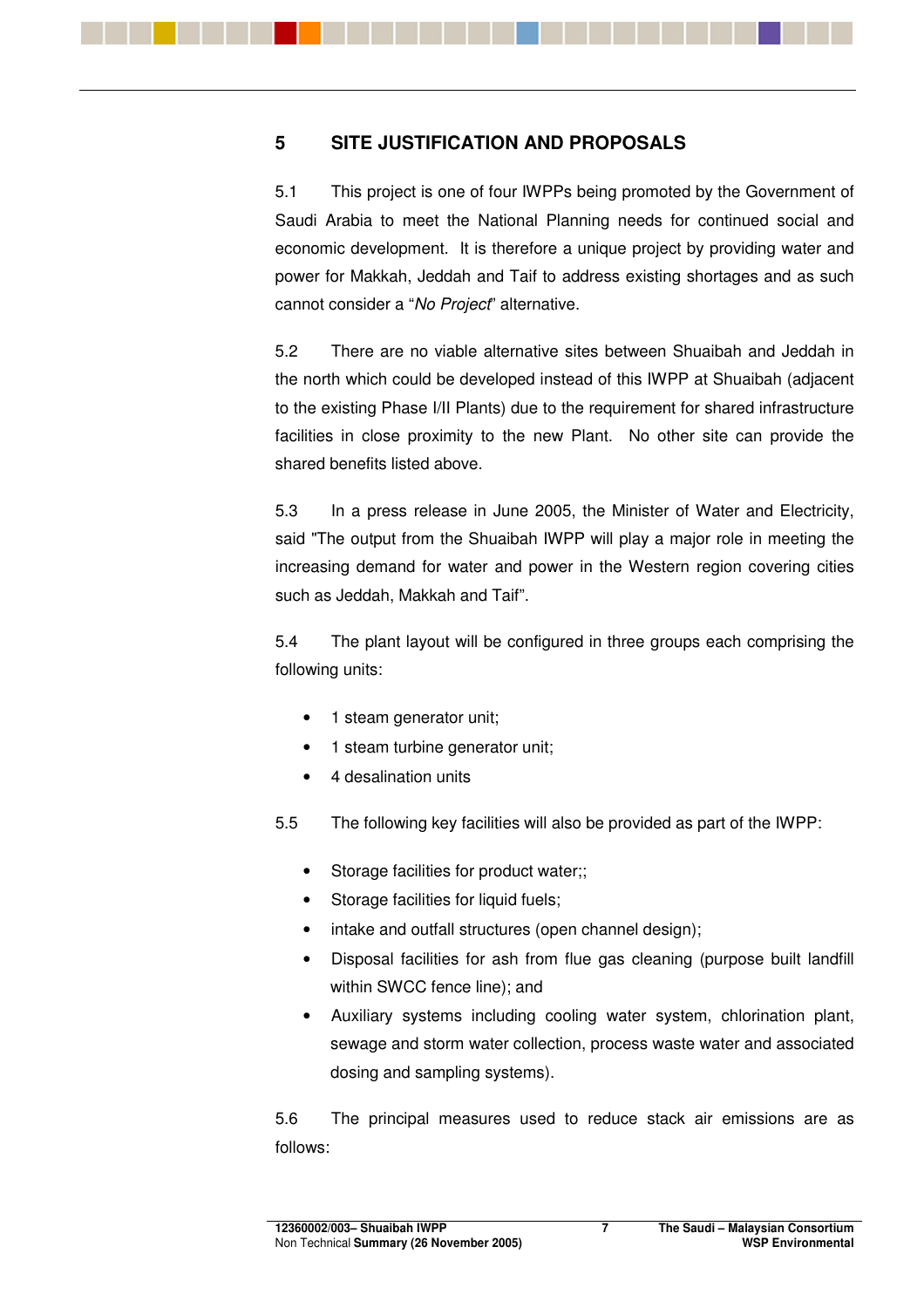## 5 SITE JUSTIFICATION AND PROPOSALS

5.1 This project is one of four IWPPs being promoted by the Government of Saudi Arabia to meet the National Planning needs for continued social and economic development. It is therefore a unique project by providing water and power for Makkah, Jeddah and Taif to address existing shortages and as such cannot consider a "*No Project*" alternative.

5.2 There are no viable alternative sites between Shuaibah and Jeddah in the north which could be developed instead of this IWPP at Shuaibah (adjacent to the existing Phase I/II Plants) due to the requirement for shared infrastructure facilities in close proximity to the new Plant. No other site can provide the shared benefits listed above.

5.3 In a press release in June 2005, the Minister of Water and Electricity, said "The output from the Shuaibah IWPP will play a major role in meeting the increasing demand for water and power in the Western region covering cities such as Jeddah, Makkah and Taif".

5.4 The plant layout will be configured in three groups each comprising the following units:

- 1 steam generator unit;
- 1 steam turbine generator unit;
- 4 desalination units

5.5 The following key facilities will also be provided as part of the IWPP:

- Storage facilities for product water;;
- Storage facilities for liquid fuels;
- intake and outfall structures (open channel design);
- Disposal facilities for ash from flue gas cleaning (purpose built landfill within SWCC fence line); and
- Auxiliary systems including cooling water system, chlorination plant, sewage and storm water collection, process waste water and associated dosing and sampling systems).

5.6 The principal measures used to reduce stack air emissions are as follows: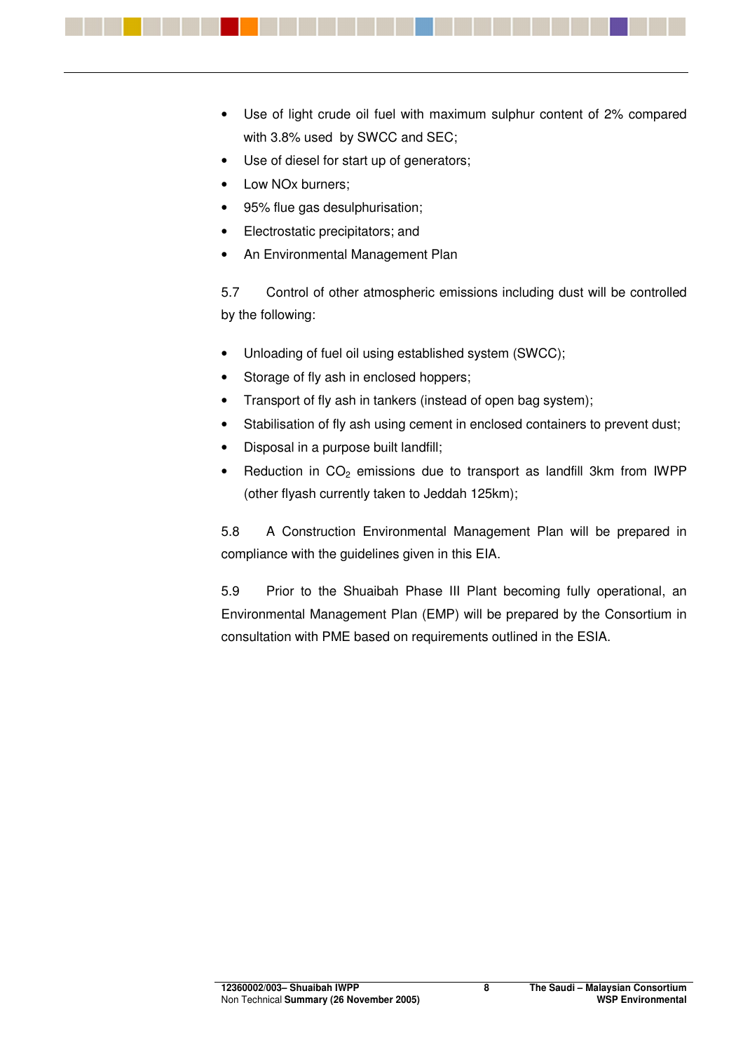- Use of light crude oil fuel with maximum sulphur content of 2% compared with 3.8% used by SWCC and SEC;
- Use of diesel for start up of generators;
- Low NOx burners;
- 95% flue gas desulphurisation;
- Electrostatic precipitators; and
- An Environmental Management Plan

5.7 Control of other atmospheric emissions including dust will be controlled by the following:

- Unloading of fuel oil using established system (SWCC);
- Storage of fly ash in enclosed hoppers;
- Transport of fly ash in tankers (instead of open bag system);
- Stabilisation of fly ash using cement in enclosed containers to prevent dust;
- Disposal in a purpose built landfill;
- Reduction in $CO_2$ emissions due to transport as landfill 3km from IWPP (other flyash currently taken to Jeddah 125km);

5.8 A Construction Environmental Management Plan will be prepared in compliance with the guidelines given in this EIA.

5.9 Prior to the Shuaibah Phase III Plant becoming fully operational, an Environmental Management Plan (EMP) will be prepared by the Consortium in consultation with PME based on requirements outlined in the ESIA.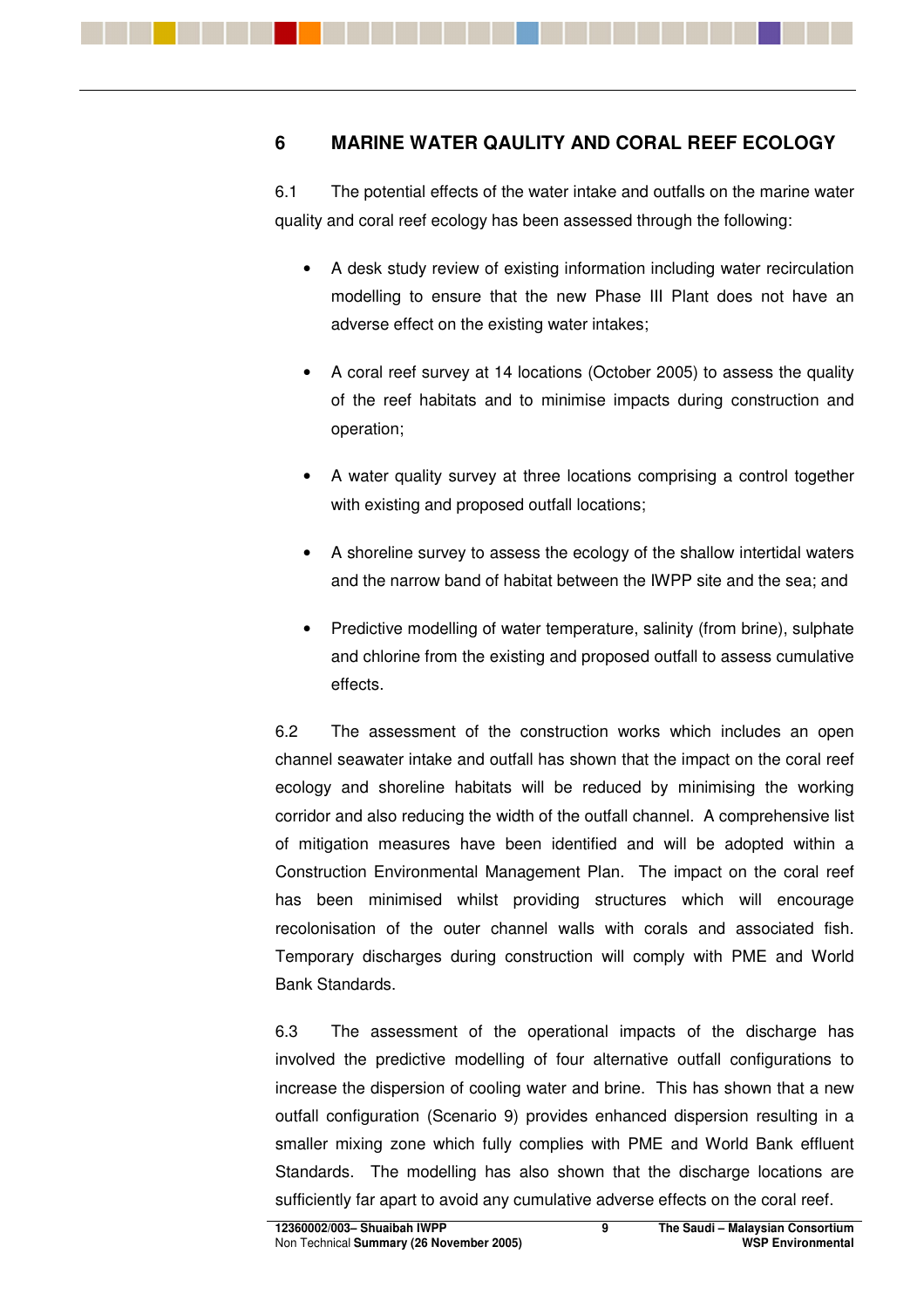# 6 MARINE WATER QAULITY AND CORAL REEF ECOLOGY

6.1 The potential effects of the water intake and outfalls on the marine water quality and coral reef ecology has been assessed through the following:

- A desk study review of existing information including water recirculation modelling to ensure that the new Phase III Plant does not have an adverse effect on the existing water intakes;
- A coral reef survey at 14 locations (October 2005) to assess the quality of the reef habitats and to minimise impacts during construction and operation;
- A water quality survey at three locations comprising a control together with existing and proposed outfall locations;
- A shoreline survey to assess the ecology of the shallow intertidal waters and the narrow band of habitat between the IWPP site and the sea; and
- Predictive modelling of water temperature, salinity (from brine), sulphate and chlorine from the existing and proposed outfall to assess cumulative effects.

6.2 The assessment of the construction works which includes an open channel seawater intake and outfall has shown that the impact on the coral reef ecology and shoreline habitats will be reduced by minimising the working corridor and also reducing the width of the outfall channel. A comprehensive list of mitigation measures have been identified and will be adopted within a Construction Environmental Management Plan. The impact on the coral reef has been minimised whilst providing structures which will encourage recolonisation of the outer channel walls with corals and associated fish. Temporary discharges during construction will comply with PME and World Bank Standards.

6.3 The assessment of the operational impacts of the discharge has involved the predictive modelling of four alternative outfall configurations to increase the dispersion of cooling water and brine. This has shown that a new outfall configuration (Scenario 9) provides enhanced dispersion resulting in a smaller mixing zone which fully complies with PME and World Bank effluent Standards. The modelling has also shown that the discharge locations are sufficiently far apart to avoid any cumulative adverse effects on the coral reef.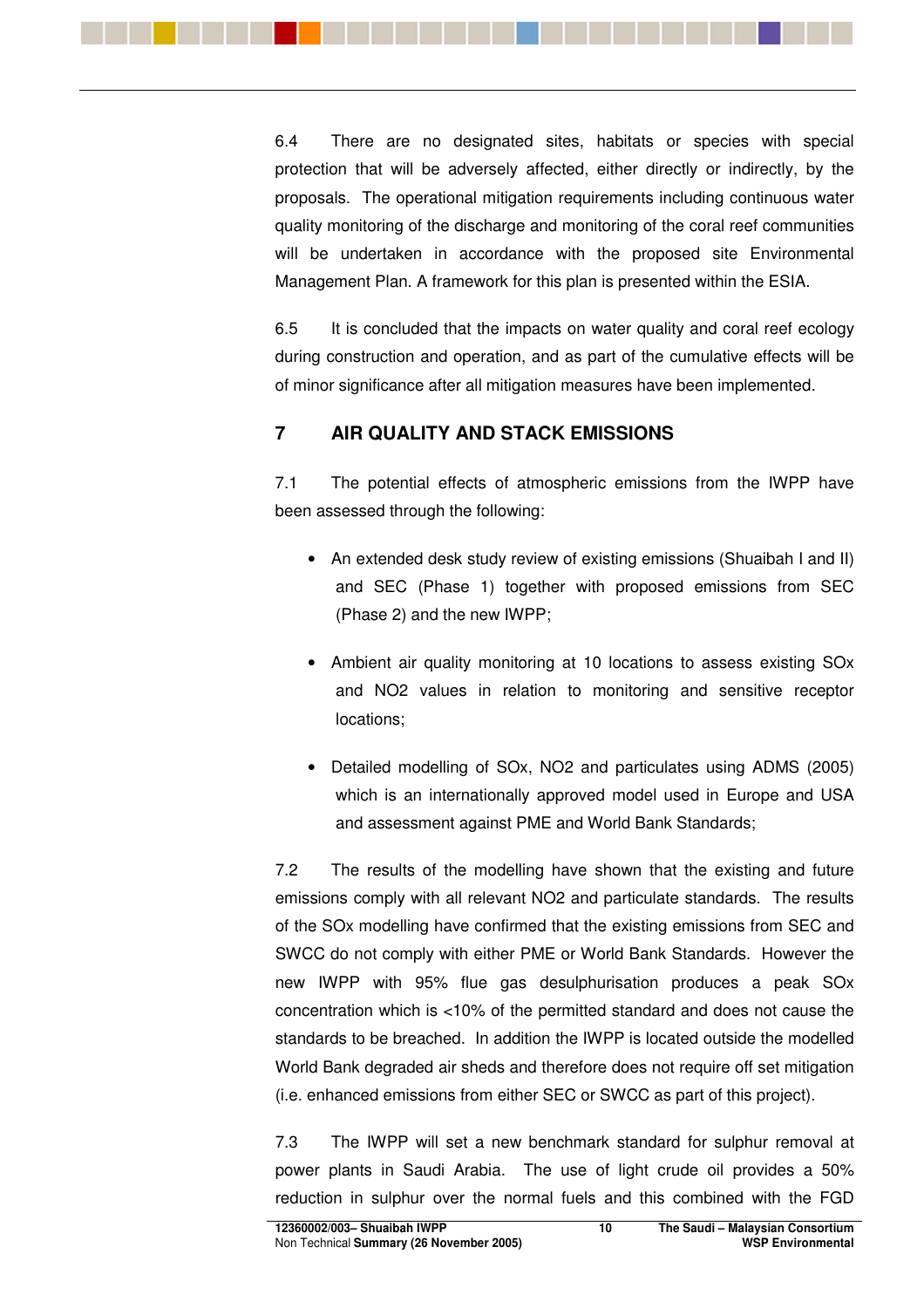6.4 There are no designated sites, habitats or species with special protection that will be adversely affected, either directly or indirectly, by the proposals. The operational mitigation requirements including continuous water quality monitoring of the discharge and monitoring of the coral reef communities will be undertaken in accordance with the proposed site Environmental Management Plan. A framework for this plan is presented within the ESIA.

6.5 It is concluded that the impacts on water quality and coral reef ecology during construction and operation, and as part of the cumulative effects will be of minor significance after all mitigation measures have been implemented.

## 7 AIR QUALITY AND STACK EMISSIONS

7.1 The potential effects of atmospheric emissions from the IWPP have been assessed through the following:

- An extended desk study review of existing emissions (Shuaibah I and II) and SEC (Phase 1) together with proposed emissions from SEC (Phase 2) and the new IWPP;
- Ambient air quality monitoring at 10 locations to assess existing SOx and NO2 values in relation to monitoring and sensitive receptor locations;
- Detailed modelling of SOx, NO2 and particulates using ADMS (2005) which is an internationally approved model used in Europe and USA and assessment against PME and World Bank Standards;

7.2 The results of the modelling have shown that the existing and future emissions comply with all relevant NO2 and particulate standards. The results of the SOx modelling have confirmed that the existing emissions from SEC and SWCC do not comply with either PME or World Bank Standards. However the new IWPP with 95% flue gas desulphurisation produces a peak SOx concentration which is <10% of the permitted standard and does not cause the standards to be breached. In addition the IWPP is located outside the modelled World Bank degraded air sheds and therefore does not require off set mitigation (i.e. enhanced emissions from either SEC or SWCC as part of this project).

7.3 The IWPP will set a new benchmark standard for sulphur removal at power plants in Saudi Arabia. The use of light crude oil provides a 50% reduction in sulphur over the normal fuels and this combined with the FGD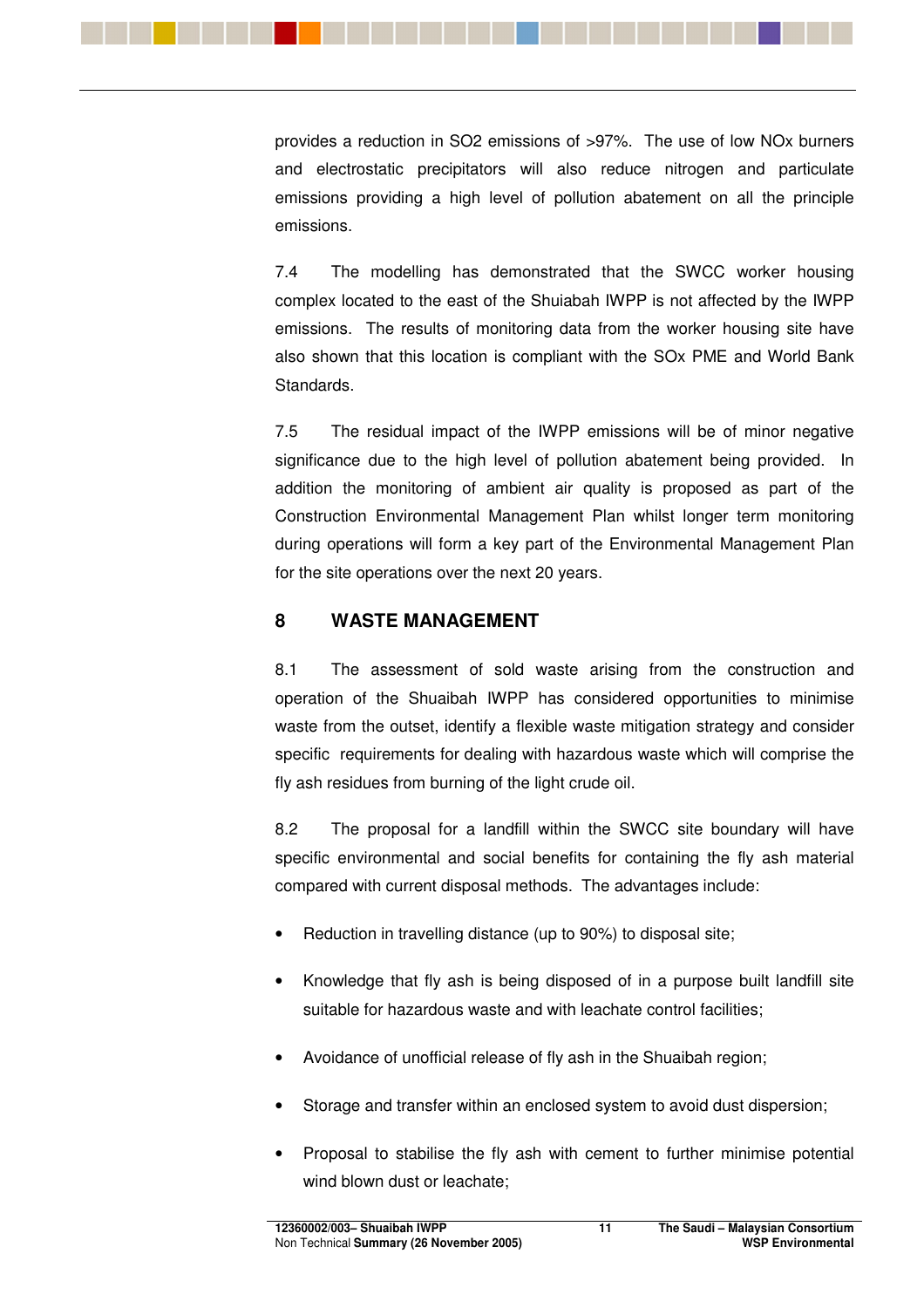provides a reduction in $SO_2$ emissions of >97%. The use of low $NO_x$ burners and electrostatic precipitators will also reduce nitrogen and particulate emissions providing a high level of pollution abatement on all the principle emissions.

7.4 The modelling has demonstrated that the SWCC worker housing complex located to the east of the Shuiabah IWPP is not affected by the IWPP emissions. The results of monitoring data from the worker housing site have also shown that this location is compliant with the $SO_x$ PME and World Bank Standards.

7.5 The residual impact of the IWPP emissions will be of minor negative significance due to the high level of pollution abatement being provided. In addition the monitoring of ambient air quality is proposed as part of the Construction Environmental Management Plan whilst longer term monitoring during operations will form a key part of the Environmental Management Plan for the site operations over the next 20 years.

## 8 WASTE MANAGEMENT

8.1 The assessment of sold waste arising from the construction and operation of the Shuiabah IWPP has considered opportunities to minimise waste from the outset, identify a flexible waste mitigation strategy and consider specific requirements for dealing with hazardous waste which will comprise the fly ash residues from burning of the light crude oil.

8.2 The proposal for a landfill within the SWCC site boundary will have specific environmental and social benefits for containing the fly ash material compared with current disposal methods. The advantages include:

- Reduction in travelling distance (up to 90%) to disposal site;
- Knowledge that fly ash is being disposed of in a purpose built landfill site suitable for hazardous waste and with leachate control facilities;
- Avoidance of unofficial release of fly ash in the Shuaibah region;
- Storage and transfer within an enclosed system to avoid dust dispersion;
- Proposal to stabilise the fly ash with cement to further minimise potential wind blown dust or leachate;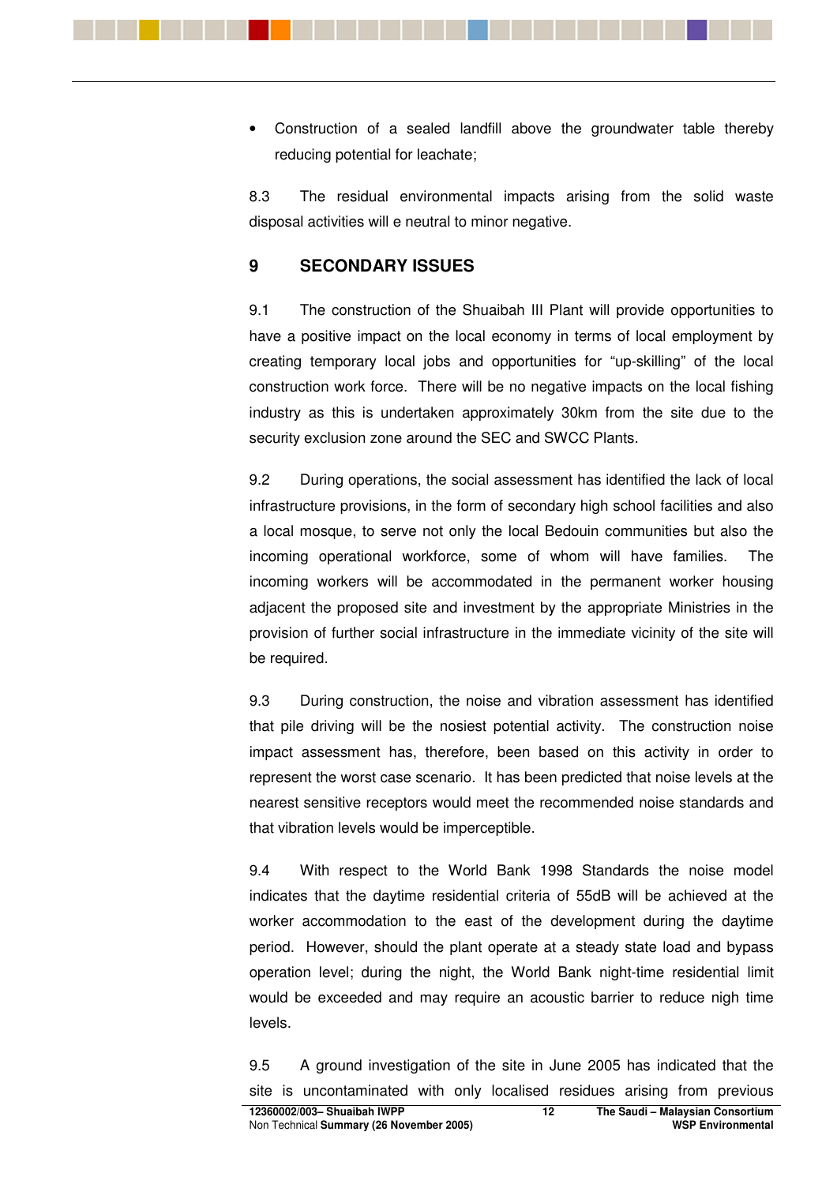- Construction of a sealed landfill above the groundwater table thereby reducing potential for leachate;

8.3 The residual environmental impacts arising from the solid waste disposal activities will e neutral to minor negative.

## 9 SECONDARY ISSUES

9.1 The construction of the Shuaibah III Plant will provide opportunities to have a positive impact on the local economy in terms of local employment by creating temporary local jobs and opportunities for "up-skilling" of the local construction work force. There will be no negative impacts on the local fishing industry as this is undertaken approximately 30km from the site due to the security exclusion zone around the SEC and SWCC Plants.

9.2 During operations, the social assessment has identified the lack of local infrastructure provisions, in the form of secondary high school facilities and also a local mosque, to serve not only the local Bedouin communities but also the incoming operational workforce, some of whom will have families. The incoming workers will be accommodated in the permanent worker housing adjacent the proposed site and investment by the appropriate Ministries in the provision of further social infrastructure in the immediate vicinity of the site will be required.

9.3 During construction, the noise and vibration assessment has identified that pile driving will be the nosiest potential activity. The construction noise impact assessment has, therefore, been based on this activity in order to represent the worst case scenario. It has been predicted that noise levels at the nearest sensitive receptors would meet the recommended noise standards and that vibration levels would be imperceptible.

9.4 With respect to the World Bank 1998 Standards the noise model indicates that the daytime residential criteria of 55dB will be achieved at the worker accommodation to the east of the development during the daytime period. However, should the plant operate at a steady state load and bypass operation level; during the night, the World Bank night-time residential limit would be exceeded and may require an acoustic barrier to reduce nigh time levels.

9.5 A ground investigation of the site in June 2005 has indicated that the site is uncontaminated with only localised residues arising from previous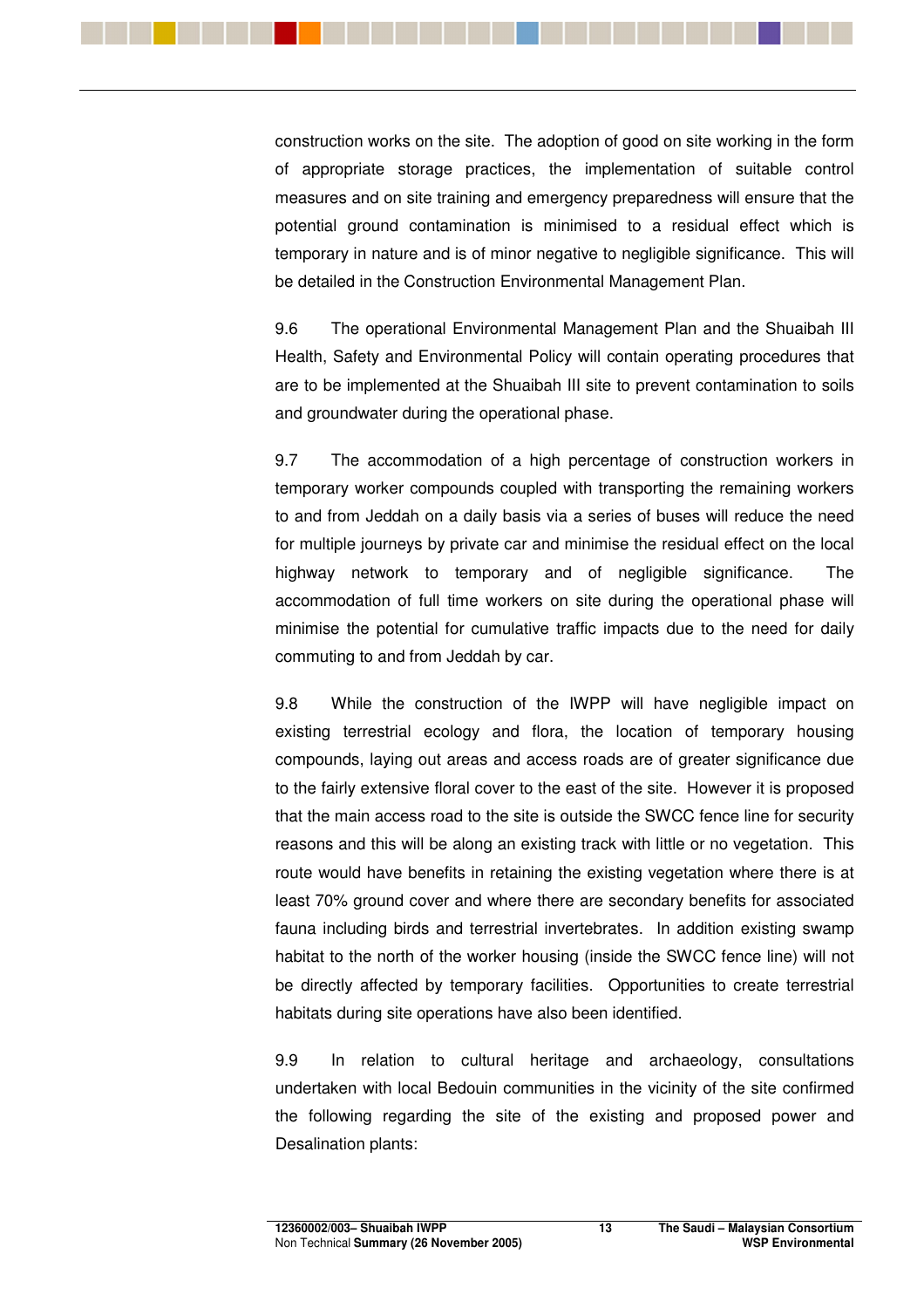construction works on the site. The adoption of good on site working in the form of appropriate storage practices, the implementation of suitable control measures and on site training and emergency preparedness will ensure that the potential ground contamination is minimised to a residual effect which is temporary in nature and is of minor negative to negligible significance. This will be detailed in the Construction Environmental Management Plan.

9.6 The operational Environmental Management Plan and the Shuaibah III Health, Safety and Environmental Policy will contain operating procedures that are to be implemented at the Shuaibah III site to prevent contamination to soils and groundwater during the operational phase.

9.7 The accommodation of a high percentage of construction workers in temporary worker compounds coupled with transporting the remaining workers to and from Jeddah on a daily basis via a series of buses will reduce the need for multiple journeys by private car and minimise the residual effect on the local highway network to temporary and of negligible significance. The accommodation of full time workers on site during the operational phase will minimise the potential for cumulative traffic impacts due to the need for daily commuting to and from Jeddah by car.

9.8 While the construction of the IWPP will have negligible impact on existing terrestrial ecology and flora, the location of temporary housing compounds, laying out areas and access roads are of greater significance due to the fairly extensive floral cover to the east of the site. However it is proposed that the main access road to the site is outside the SWCC fence line for security reasons and this will be along an existing track with little or no vegetation. This route would have benefits in retaining the existing vegetation where there is at least 70% ground cover and where there are secondary benefits for associated fauna including birds and terrestrial invertebrates. In addition existing swamp habitat to the north of the worker housing (inside the SWCC fence line) will not be directly affected by temporary facilities. Opportunities to create terrestrial habitats during site operations have also been identified.

9.9 In relation to cultural heritage and archaeology, consultations undertaken with local Bedouin communities in the vicinity of the site confirmed the following regarding the site of the existing and proposed power and Desalination plants: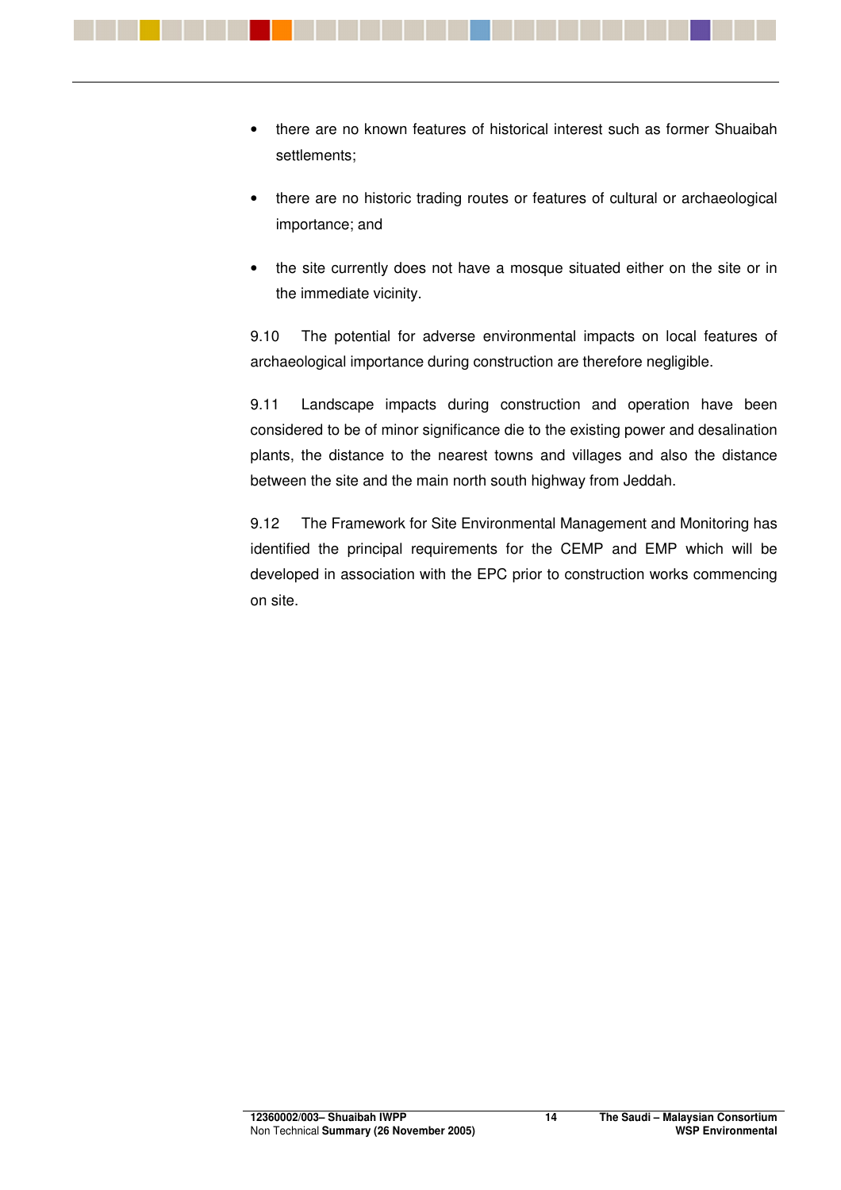- there are no known features of historical interest such as former Shuaibah settlements;
- there are no historic trading routes or features of cultural or archaeological importance; and
- the site currently does not have a mosque situated either on the site or in the immediate vicinity.

9.10 The potential for adverse environmental impacts on local features of archaeological importance during construction are therefore negligible.

9.11 Landscape impacts during construction and operation have been considered to be of minor significance die to the existing power and desalination plants, the distance to the nearest towns and villages and also the distance between the site and the main north south highway from Jeddah.

9.12 The Framework for Site Environmental Management and Monitoring has identified the principal requirements for the CEMP and EMP which will be developed in association with the EPC prior to construction works commencing on site.